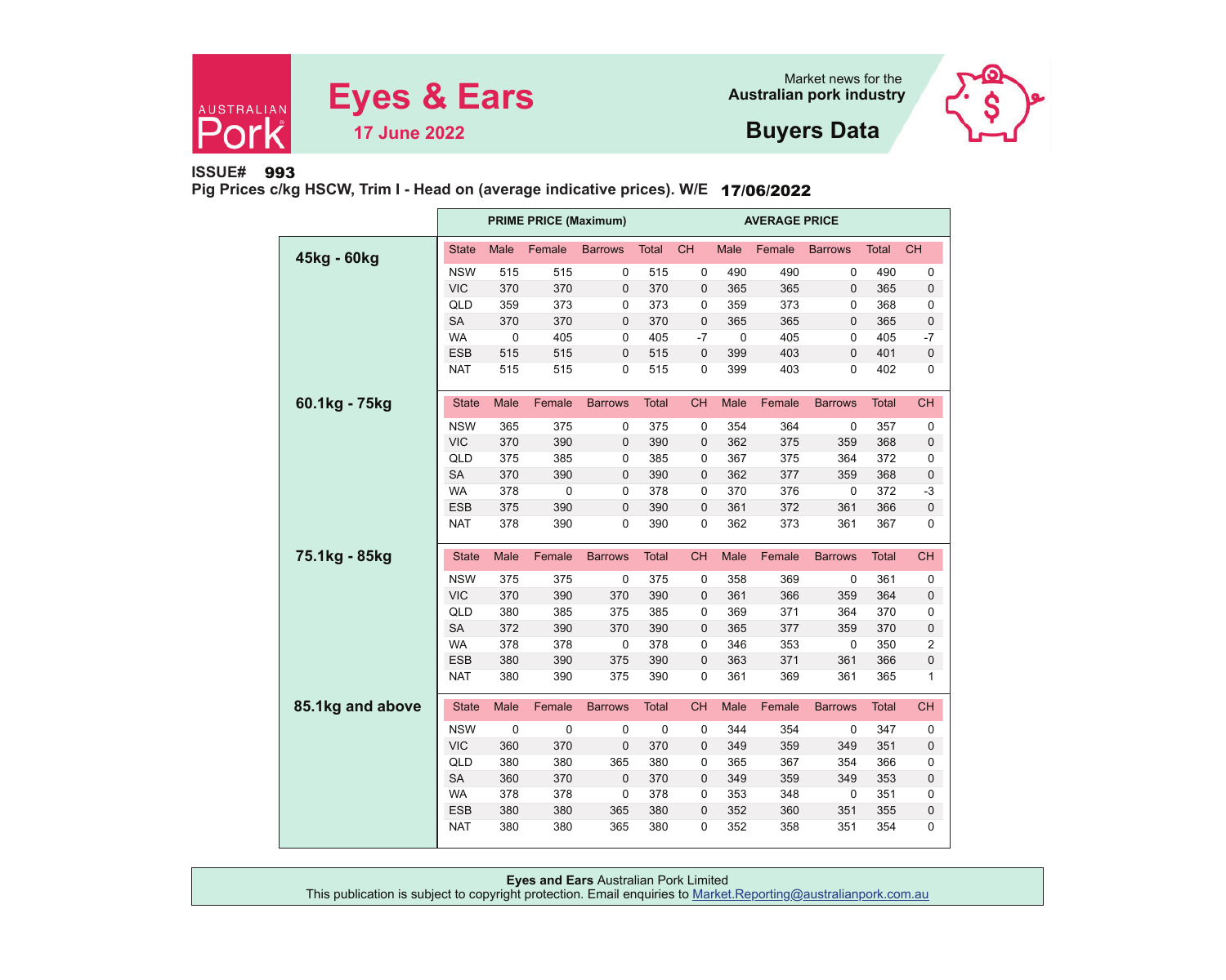# Eyes & Ears

**17 June 2022**

Market news for the **Australian pork industry**

## Buyers Data

**ISSUE# 993**

**Pig Prices c/kg HSCW, Trim I - Head on (average indicative prices). W/E 17/06/2022**

| Weight | State | PRIME PRICE (Maximum) Male | Female | Barrows | Total | CH | AVERAGE PRICE Male | Female | Barrows | Total | CH |
|---|---|---|---|---|---|---|---|---|---|---|---|
| **45kg - 60kg** | NSW | 515 | 515 | 0 | 515 | 0 | 490 | 490 | 0 | 490 | 0 |
| | VIC | 370 | 370 | 0 | 370 | 0 | 365 | 365 | 0 | 365 | 0 |
| | QLD | 359 | 373 | 0 | 373 | 0 | 359 | 373 | 0 | 368 | 0 |
| | SA | 370 | 370 | 0 | 370 | 0 | 365 | 365 | 0 | 365 | 0 |
| | WA | 0 | 405 | 0 | 405 | -7 | 0 | 405 | 0 | 405 | -7 |
| | ESB | 515 | 515 | 0 | 515 | 0 | 399 | 403 | 0 | 401 | 0 |
| | NAT | 515 | 515 | 0 | 515 | 0 | 399 | 403 | 0 | 402 | 0 |
| **60.1kg - 75kg** | NSW | 365 | 375 | 0 | 375 | 0 | 354 | 364 | 0 | 357 | 0 |
| | VIC | 370 | 390 | 0 | 390 | 0 | 362 | 375 | 359 | 368 | 0 |
| | QLD | 375 | 385 | 0 | 385 | 0 | 367 | 375 | 364 | 372 | 0 |
| | SA | 370 | 390 | 0 | 390 | 0 | 362 | 377 | 359 | 368 | 0 |
| | WA | 378 | 0 | 0 | 378 | 0 | 370 | 376 | 0 | 372 | -3 |
| | ESB | 375 | 390 | 0 | 390 | 0 | 361 | 372 | 361 | 366 | 0 |
| | NAT | 378 | 390 | 0 | 390 | 0 | 362 | 373 | 361 | 367 | 0 |
| **75.1kg - 85kg** | NSW | 375 | 375 | 0 | 375 | 0 | 358 | 369 | 0 | 361 | 0 |
| | VIC | 370 | 390 | 370 | 390 | 0 | 361 | 366 | 359 | 364 | 0 |
| | QLD | 380 | 385 | 375 | 385 | 0 | 369 | 371 | 364 | 370 | 0 |
| | SA | 372 | 390 | 370 | 390 | 0 | 365 | 377 | 359 | 370 | 0 |
| | WA | 378 | 378 | 0 | 378 | 0 | 346 | 353 | 0 | 350 | 2 |
| | ESB | 380 | 390 | 375 | 390 | 0 | 363 | 371 | 361 | 366 | 0 |
| | NAT | 380 | 390 | 375 | 390 | 0 | 361 | 369 | 361 | 365 | 1 |
| **85.1kg and above** | NSW | 0 | 0 | 0 | 0 | 0 | 344 | 354 | 0 | 347 | 0 |
| | VIC | 360 | 370 | 0 | 370 | 0 | 349 | 359 | 349 | 351 | 0 |
| | QLD | 380 | 380 | 365 | 380 | 0 | 365 | 367 | 354 | 366 | 0 |
| | SA | 360 | 370 | 0 | 370 | 0 | 349 | 359 | 349 | 353 | 0 |
| | WA | 378 | 378 | 0 | 378 | 0 | 353 | 348 | 0 | 351 | 0 |
| | ESB | 380 | 380 | 365 | 380 | 0 | 352 | 360 | 351 | 355 | 0 |
| | NAT | 380 | 380 | 365 | 380 | 0 | 352 | 358 | 351 | 354 | 0 |

**Eyes and Ears** Australian Pork Limited
This publication is subject to copyright protection. Email enquiries to Market.Reporting@australianpork.com.au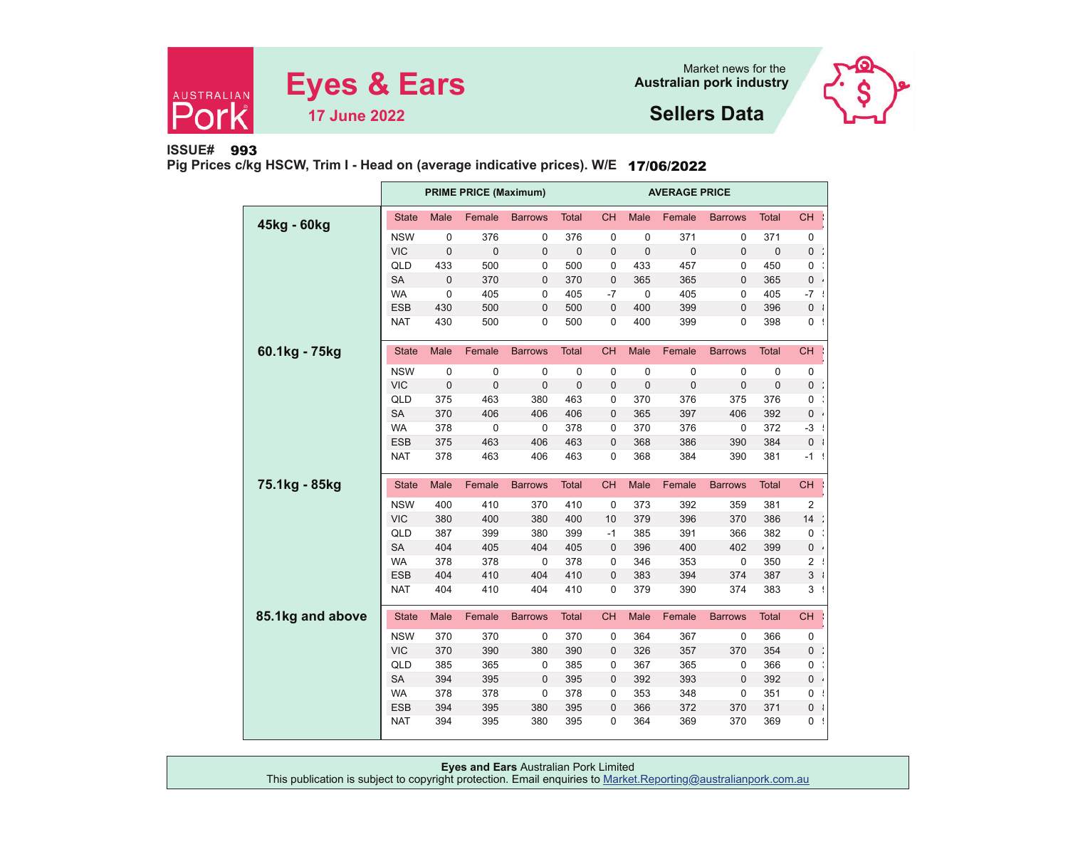# Eyes & Ears

**17 June 2022**

Market news for the
**Australian pork industry**

## Sellers Data

**ISSUE# 993**

**Pig Prices c/kg HSCW, Trim I - Head on (average indicative prices). W/E 17/06/2022**

| Weight | State | PRIME PRICE (Maximum) Male | Female | Barrows | Total | CH | AVERAGE PRICE Male | Female | Barrows | Total | CH |
|---|---|---|---|---|---|---|---|---|---|---|---|
| **45kg - 60kg** | NSW | 0 | 376 | 0 | 376 | 0 | 0 | 371 | 0 | 371 | 0 |
| | VIC | 0 | 0 | 0 | 0 | 0 | 0 | 0 | 0 | 0 | 0 |
| | QLD | 433 | 500 | 0 | 500 | 0 | 433 | 457 | 0 | 450 | 0 |
| | SA | 0 | 370 | 0 | 370 | 0 | 365 | 365 | 0 | 365 | 0 |
| | WA | 0 | 405 | 0 | 405 | -7 | 0 | 405 | 0 | 405 | -7 |
| | ESB | 430 | 500 | 0 | 500 | 0 | 400 | 399 | 0 | 396 | 0 |
| | NAT | 430 | 500 | 0 | 500 | 0 | 400 | 399 | 0 | 398 | 0 |
| **60.1kg - 75kg** | NSW | 0 | 0 | 0 | 0 | 0 | 0 | 0 | 0 | 0 | 0 |
| | VIC | 0 | 0 | 0 | 0 | 0 | 0 | 0 | 0 | 0 | 0 |
| | QLD | 375 | 463 | 380 | 463 | 0 | 370 | 376 | 375 | 376 | 0 |
| | SA | 370 | 406 | 406 | 406 | 0 | 365 | 397 | 406 | 392 | 0 |
| | WA | 378 | 0 | 0 | 378 | 0 | 370 | 376 | 0 | 372 | -3 |
| | ESB | 375 | 463 | 406 | 463 | 0 | 368 | 386 | 390 | 384 | 0 |
| | NAT | 378 | 463 | 406 | 463 | 0 | 368 | 384 | 390 | 381 | -1 |
| **75.1kg - 85kg** | NSW | 400 | 410 | 370 | 410 | 0 | 373 | 392 | 359 | 381 | 2 |
| | VIC | 380 | 400 | 380 | 400 | 10 | 379 | 396 | 370 | 386 | 14 |
| | QLD | 387 | 399 | 380 | 399 | -1 | 385 | 391 | 366 | 382 | 0 |
| | SA | 404 | 405 | 404 | 405 | 0 | 396 | 400 | 402 | 399 | 0 |
| | WA | 378 | 378 | 0 | 378 | 0 | 346 | 353 | 0 | 350 | 2 |
| | ESB | 404 | 410 | 404 | 410 | 0 | 383 | 394 | 374 | 387 | 3 |
| | NAT | 404 | 410 | 404 | 410 | 0 | 379 | 390 | 374 | 383 | 3 |
| **85.1kg and above** | NSW | 370 | 370 | 0 | 370 | 0 | 364 | 367 | 0 | 366 | 0 |
| | VIC | 370 | 390 | 380 | 390 | 0 | 326 | 357 | 370 | 354 | 0 |
| | QLD | 385 | 365 | 0 | 385 | 0 | 367 | 365 | 0 | 366 | 0 |
| | SA | 394 | 395 | 0 | 395 | 0 | 392 | 393 | 0 | 392 | 0 |
| | WA | 378 | 378 | 0 | 378 | 0 | 353 | 348 | 0 | 351 | 0 |
| | ESB | 394 | 395 | 380 | 395 | 0 | 366 | 372 | 370 | 371 | 0 |
| | NAT | 394 | 395 | 380 | 395 | 0 | 364 | 369 | 370 | 369 | 0 |

**Eyes and Ears** Australian Pork Limited
This publication is subject to copyright protection. Email enquiries to Market.Reporting@australianpork.com.au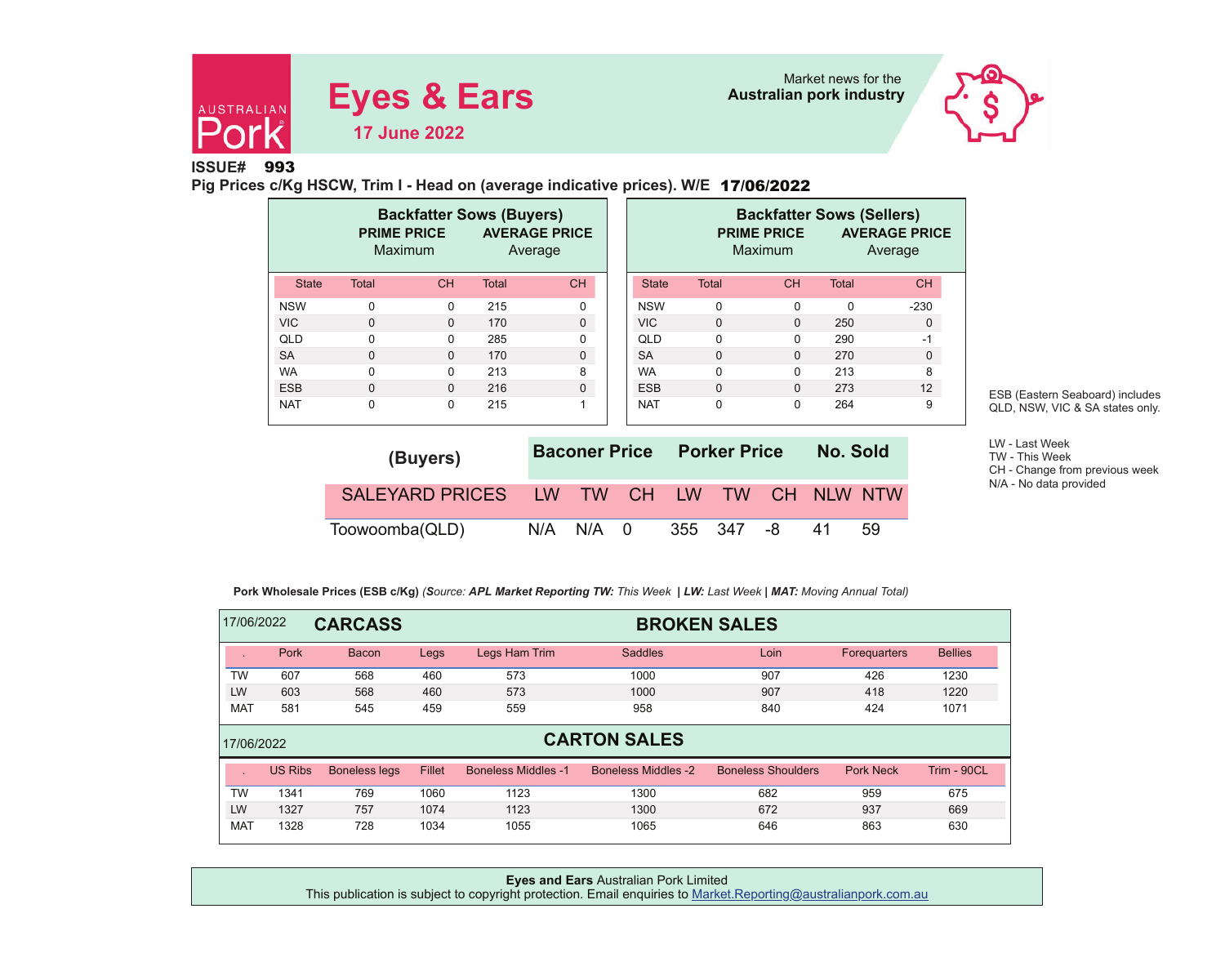AUSTRALIAN Pork

# Eyes & Ears

**17 June 2022**

Market news for the
**Australian pork industry**

**ISSUE# 993**

**Pig Prices c/Kg HSCW, Trim I - Head on (average indicative prices). W/E 17/06/2022**

| | Backfatter Sows (Buyers) | | | |
|---|---|---|---|---|
| | PRIME PRICE Maximum | | AVERAGE PRICE Average | |
| State | Total | CH | Total | CH |
| NSW | 0 | 0 | 215 | 0 |
| VIC | 0 | 0 | 170 | 0 |
| QLD | 0 | 0 | 285 | 0 |
| SA | 0 | 0 | 170 | 0 |
| WA | 0 | 0 | 213 | 8 |
| ESB | 0 | 0 | 216 | 0 |
| NAT | 0 | 0 | 215 | 1 |

| | Backfatter Sows (Sellers) | | | |
|---|---|---|---|---|
| | PRIME PRICE Maximum | | AVERAGE PRICE Average | |
| State | Total | CH | Total | CH |
| NSW | 0 | 0 | 0 | -230 |
| VIC | 0 | 0 | 250 | 0 |
| QLD | 0 | 0 | 290 | -1 |
| SA | 0 | 0 | 270 | 0 |
| WA | 0 | 0 | 213 | 8 |
| ESB | 0 | 0 | 273 | 12 |
| NAT | 0 | 0 | 264 | 9 |

ESB (Eastern Seaboard) includes QLD, NSW, VIC & SA states only.

LW - Last Week
TW - This Week
CH - Change from previous week
N/A - No data provided

| (Buyers) | Baconer Price | | | Porker Price | | | No. Sold | |
|---|---|---|---|---|---|---|---|---|
| SALEYARD PRICES | LW | TW | CH | LW | TW | CH | NLW | NTW |
| Toowoomba(QLD) | N/A | N/A | 0 | 355 | 347 | -8 | 41 | 59 |

**Pork Wholesale Prices (ESB c/Kg)** *(Source: **APL Market Reporting TW:** This Week | **LW:** Last Week | **MAT:** Moving Annual Total)*

| 17/06/2022 | CARCASS | | BROKEN SALES | | | | | |
|---|---|---|---|---|---|---|---|---|
| . | Pork | Bacon | Legs | Legs Ham Trim | Saddles | Loin | Forequarters | Bellies |
| TW | 607 | 568 | 460 | 573 | 1000 | 907 | 426 | 1230 |
| LW | 603 | 568 | 460 | 573 | 1000 | 907 | 418 | 1220 |
| MAT | 581 | 545 | 459 | 559 | 958 | 840 | 424 | 1071 |

| 17/06/2022 | CARTON SALES | | | | | | | |
|---|---|---|---|---|---|---|---|---|
| . | US Ribs | Boneless legs | Fillet | Boneless Middles -1 | Boneless Middles -2 | Boneless Shoulders | Pork Neck | Trim - 90CL |
| TW | 1341 | 769 | 1060 | 1123 | 1300 | 682 | 959 | 675 |
| LW | 1327 | 757 | 1074 | 1123 | 1300 | 672 | 937 | 669 |
| MAT | 1328 | 728 | 1034 | 1055 | 1065 | 646 | 863 | 630 |

**Eyes and Ears** Australian Pork Limited
This publication is subject to copyright protection. Email enquiries to Market.Reporting@australianpork.com.au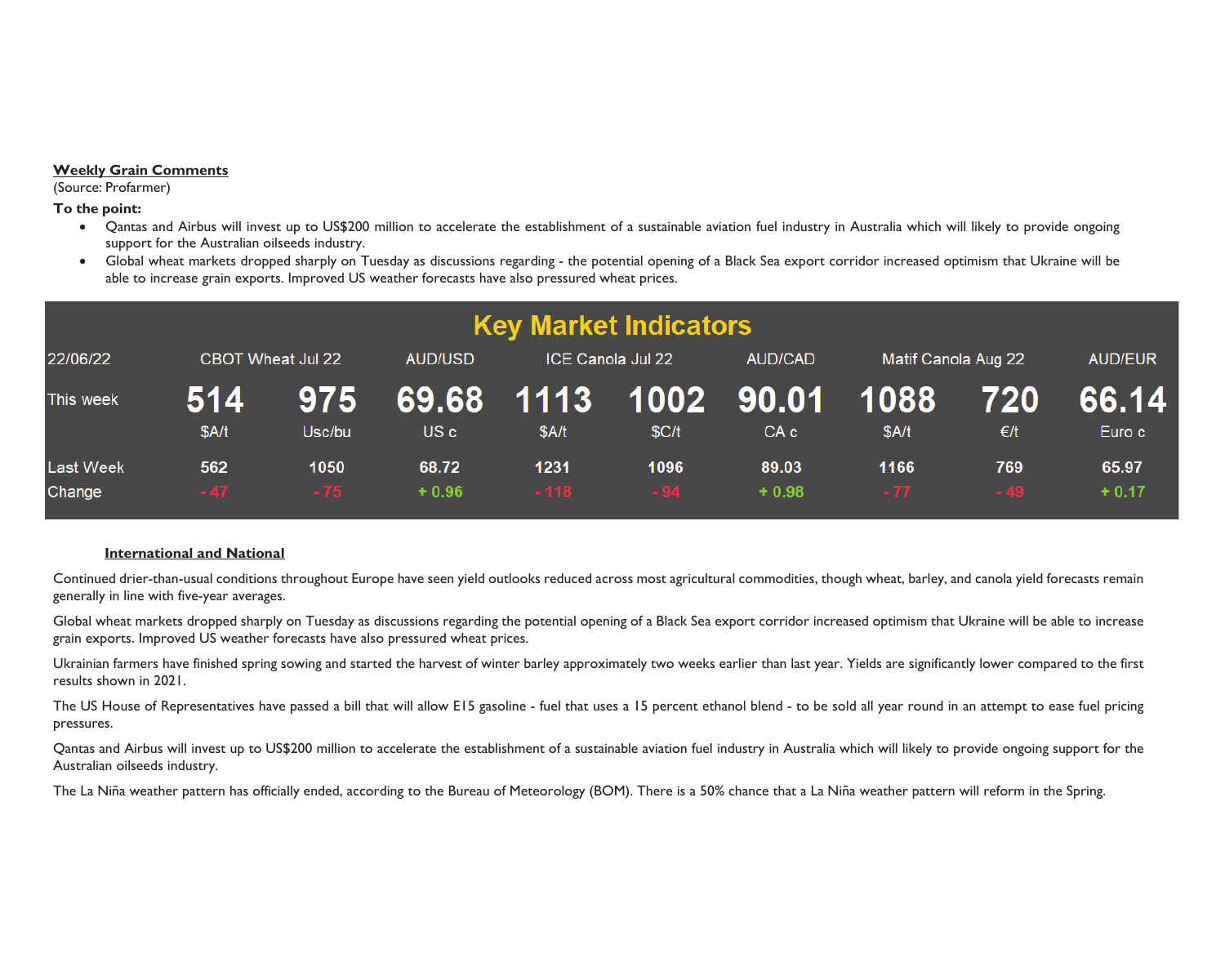**Weekly Grain Comments**

(Source: Profarmer)

**To the point:**

- Qantas and Airbus will invest up to US$200 million to accelerate the establishment of a sustainable aviation fuel industry in Australia which will likely to provide ongoing support for the Australian oilseeds industry.
- Global wheat markets dropped sharply on Tuesday as discussions regarding - the potential opening of a Black Sea export corridor increased optimism that Ukraine will be able to increase grain exports. Improved US weather forecasts have also pressured wheat prices.

## Key Market Indicators

| 22/06/22 | CBOT Wheat Jul 22 | | AUD/USD | ICE Canola Jul 22 | | AUD/CAD | Matif Canola Aug 22 | | AUD/EUR |
|---|---|---|---|---|---|---|---|---|---|
| This week | 514 | 975 | 69.68 | 1113 | 1002 | 90.01 | 1088 | 720 | 66.14 |
| | $A/t | Usc/bu | US c | $A/t | $C/t | CA c | $A/t | €/t | Euro c |
| Last Week | 562 | 1050 | 68.72 | 1231 | 1096 | 89.03 | 1166 | 769 | 65.97 |
| Change | - 47 | - 75 | + 0.96 | - 118 | - 94 | + 0.98 | - 77 | - 49 | + 0.17 |

**International and National**

Continued drier-than-usual conditions throughout Europe have seen yield outlooks reduced across most agricultural commodities, though wheat, barley, and canola yield forecasts remain generally in line with five-year averages.

Global wheat markets dropped sharply on Tuesday as discussions regarding the potential opening of a Black Sea export corridor increased optimism that Ukraine will be able to increase grain exports. Improved US weather forecasts have also pressured wheat prices.

Ukrainian farmers have finished spring sowing and started the harvest of winter barley approximately two weeks earlier than last year. Yields are significantly lower compared to the first results shown in 2021.

The US House of Representatives have passed a bill that will allow E15 gasoline - fuel that uses a 15 percent ethanol blend - to be sold all year round in an attempt to ease fuel pricing pressures.

Qantas and Airbus will invest up to US$200 million to accelerate the establishment of a sustainable aviation fuel industry in Australia which will likely to provide ongoing support for the Australian oilseeds industry.

The La Niña weather pattern has officially ended, according to the Bureau of Meteorology (BOM). There is a 50% chance that a La Niña weather pattern will reform in the Spring.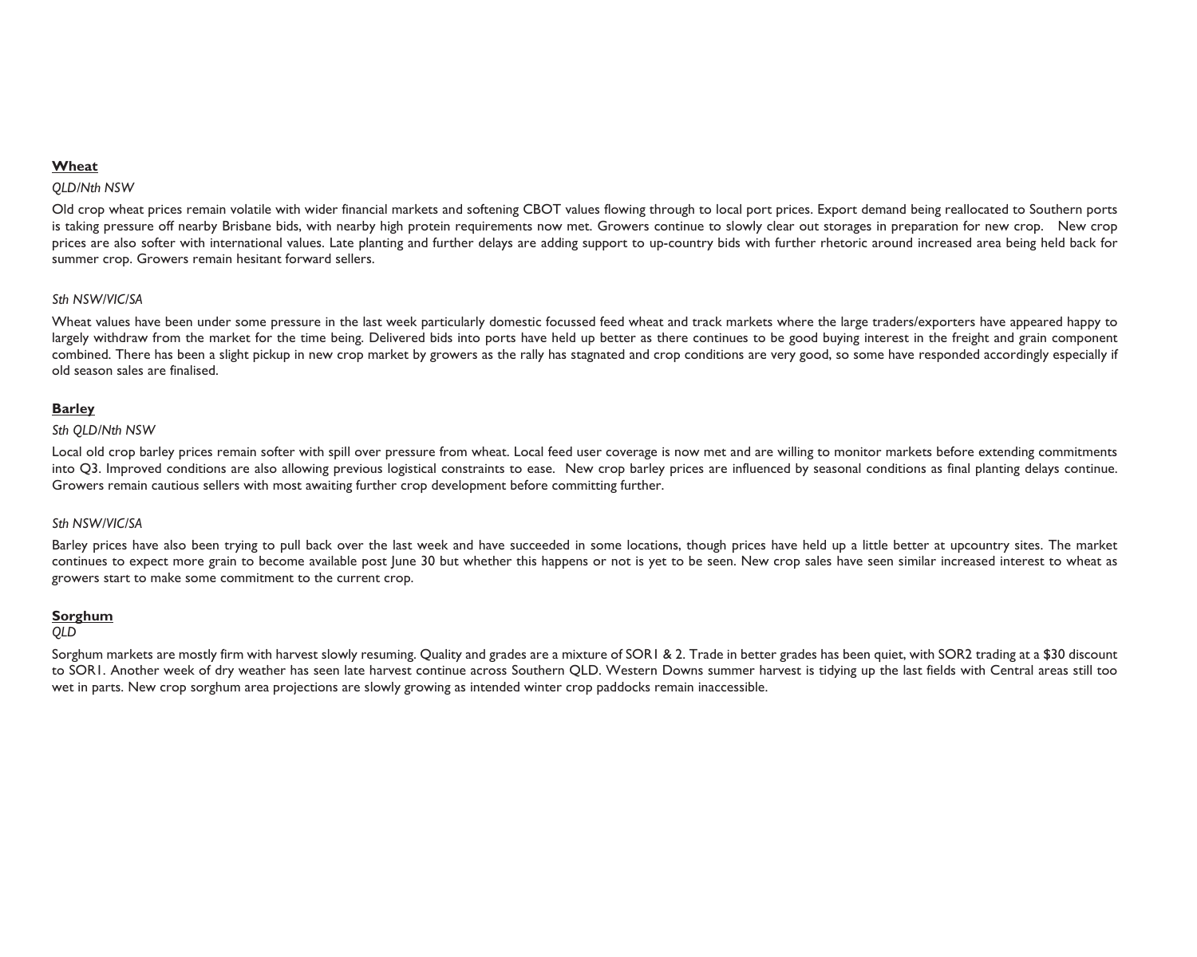## Wheat

*QLD/Nth NSW*

Old crop wheat prices remain volatile with wider financial markets and softening CBOT values flowing through to local port prices. Export demand being reallocated to Southern ports is taking pressure off nearby Brisbane bids, with nearby high protein requirements now met. Growers continue to slowly clear out storages in preparation for new crop. New crop prices are also softer with international values. Late planting and further delays are adding support to up-country bids with further rhetoric around increased area being held back for summer crop. Growers remain hesitant forward sellers.

*Sth NSW/VIC/SA*

Wheat values have been under some pressure in the last week particularly domestic focussed feed wheat and track markets where the large traders/exporters have appeared happy to largely withdraw from the market for the time being. Delivered bids into ports have held up better as there continues to be good buying interest in the freight and grain component combined. There has been a slight pickup in new crop market by growers as the rally has stagnated and crop conditions are very good, so some have responded accordingly especially if old season sales are finalised.

## Barley

*Sth QLD/Nth NSW*

Local old crop barley prices remain softer with spill over pressure from wheat. Local feed user coverage is now met and are willing to monitor markets before extending commitments into Q3. Improved conditions are also allowing previous logistical constraints to ease. New crop barley prices are influenced by seasonal conditions as final planting delays continue. Growers remain cautious sellers with most awaiting further crop development before committing further.

*Sth NSW/VIC/SA*

Barley prices have also been trying to pull back over the last week and have succeeded in some locations, though prices have held up a little better at upcountry sites. The market continues to expect more grain to become available post June 30 but whether this happens or not is yet to be seen. New crop sales have seen similar increased interest to wheat as growers start to make some commitment to the current crop.

## Sorghum

*QLD*

Sorghum markets are mostly firm with harvest slowly resuming. Quality and grades are a mixture of SOR1 & 2. Trade in better grades has been quiet, with SOR2 trading at a $30 discount to SOR1. Another week of dry weather has seen late harvest continue across Southern QLD. Western Downs summer harvest is tidying up the last fields with Central areas still too wet in parts. New crop sorghum area projections are slowly growing as intended winter crop paddocks remain inaccessible.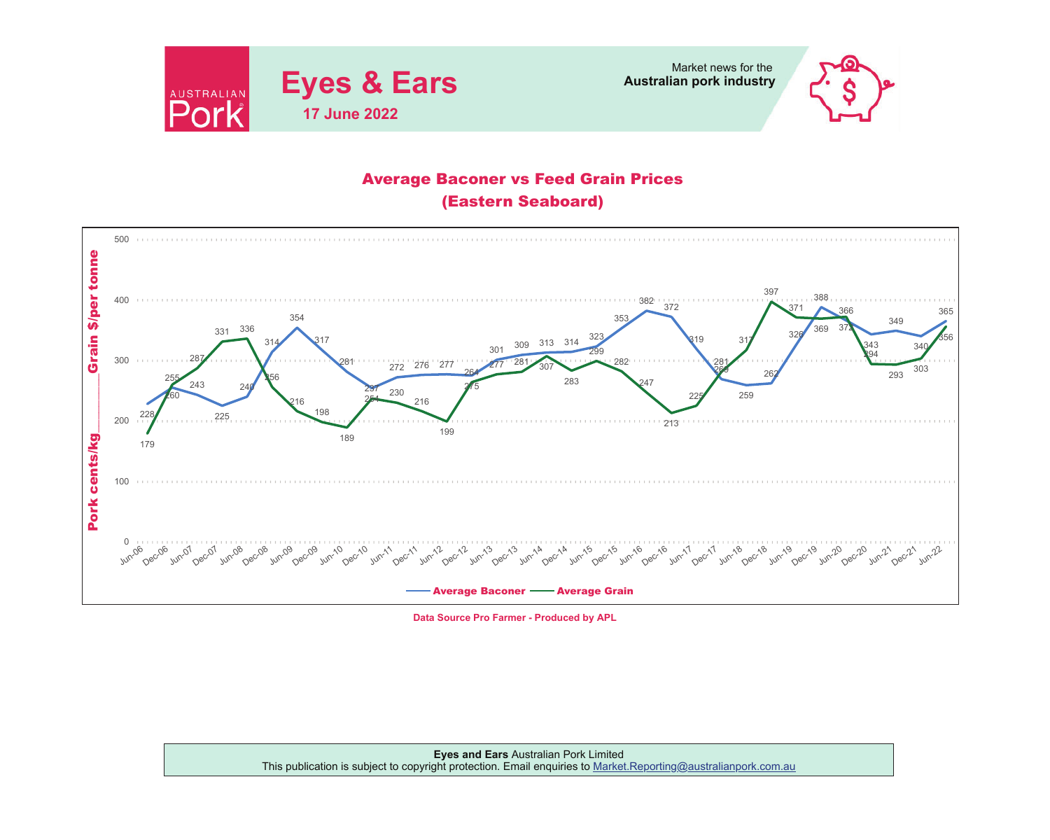## Average Baconer vs Feed Grain Prices
## (Eastern Seaboard)

Y-axis: Pork cents/kg ______ Grain $/per tonne

| Period | Average Baconer | Average Grain |
|---|---|---|
| Jun-06 | 228 | 179 |
| Dec-06 | 255 | 260 |
| Jun-07 | 243 | 287 |
| Dec-07 | 225 | 331 |
| Jun-08 | 240 | 336 |
| Dec-08 | 314 | 256 |
| Jun-09 | 354 | 216 |
| Dec-09 | 317 | 198 |
| Jun-10 | 281 | 189 |
| Dec-10 | 254 | 237 |
| Jun-11 | 272 | 230 |
| Dec-11 | 276 | 216 |
| Jun-12 | 277 | 199 |
| Dec-12 | 275 | 264 |
| Jun-13 | 301 | 277 |
| Dec-13 | 309 | 281 |
| Jun-14 | 313 | 307 |
| Dec-14 | 314 | 283 |
| Jun-15 | 323 | 299 |
| Dec-15 | 353 | 282 |
| Jun-16 | 382 | 247 |
| Dec-16 | 372 | 213 |
| Jun-17 | 319 | 225 |
| Dec-17 | 269 | 281 |
| Jun-18 | 259 | 317 |
| Dec-18 | 262 | 397 |
| Jun-19 | 326 | 371 |
| Dec-19 | 388 | 369 |
| Jun-20 | 366 | 372 |
| Dec-20 | 343 | 294 |
| Jun-21 | 349 | 293 |
| Dec-21 | 340 | 303 |
| Jun-22 | 365 | 356 |

— Average Baconer — Average Grain

Data Source Pro Farmer - Produced by APL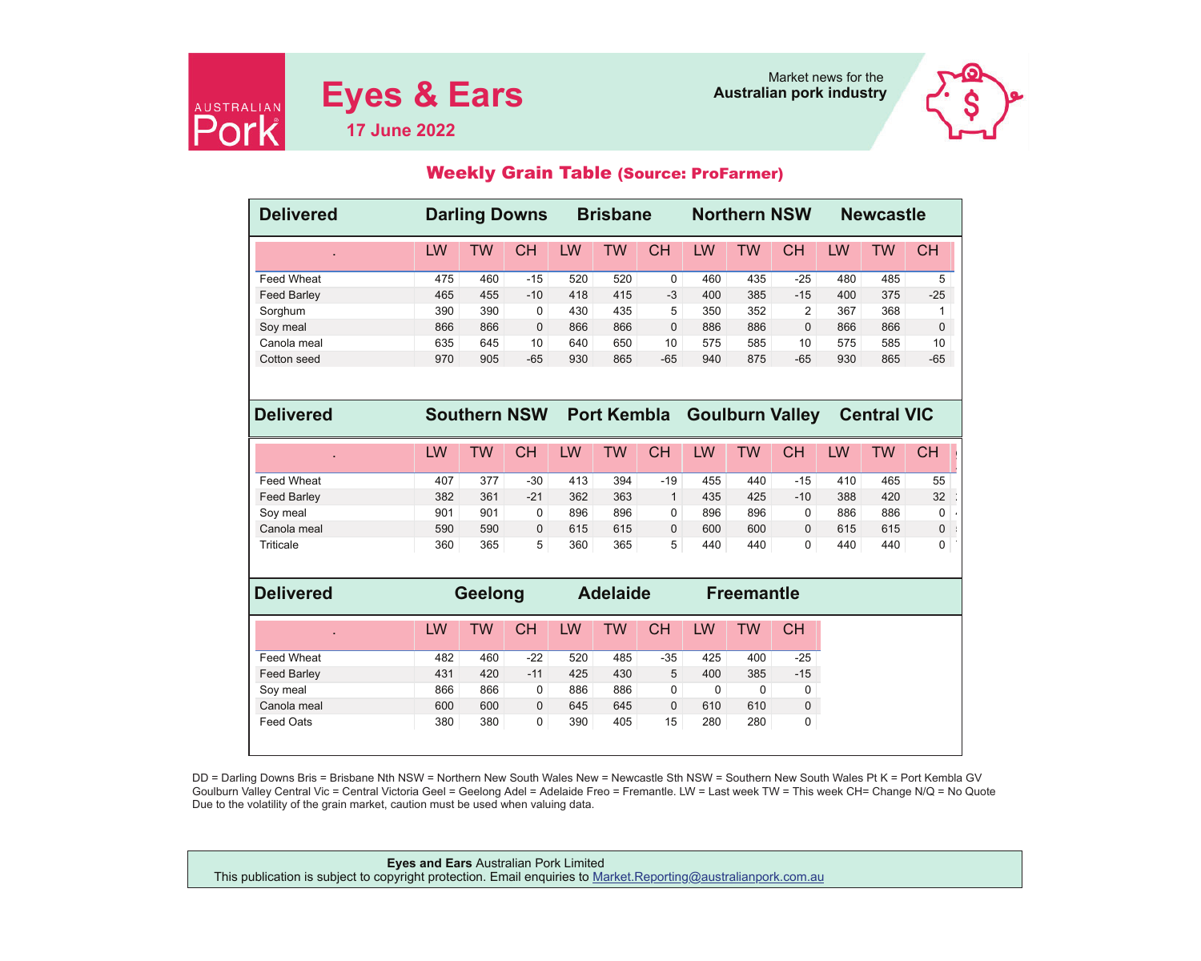# Eyes & Ears

**17 June 2022**

Market news for the
**Australian pork industry**

## Weekly Grain Table (Source: ProFarmer)

| Delivered | Darling Downs | | | Brisbane | | | Northern NSW | | | Newcastle | | |
|---|---|---|---|---|---|---|---|---|---|---|---|---|
| . | LW | TW | CH | LW | TW | CH | LW | TW | CH | LW | TW | CH |
| Feed Wheat | 475 | 460 | -15 | 520 | 520 | 0 | 460 | 435 | -25 | 480 | 485 | 5 |
| Feed Barley | 465 | 455 | -10 | 418 | 415 | -3 | 400 | 385 | -15 | 400 | 375 | -25 |
| Sorghum | 390 | 390 | 0 | 430 | 435 | 5 | 350 | 352 | 2 | 367 | 368 | 1 |
| Soy meal | 866 | 866 | 0 | 866 | 866 | 0 | 886 | 886 | 0 | 866 | 866 | 0 |
| Canola meal | 635 | 645 | 10 | 640 | 650 | 10 | 575 | 585 | 10 | 575 | 585 | 10 |
| Cotton seed | 970 | 905 | -65 | 930 | 865 | -65 | 940 | 875 | -65 | 930 | 865 | -65 |

| Delivered | Southern NSW | | | Port Kembla | | | Goulburn Valley | | | Central VIC | | |
|---|---|---|---|---|---|---|---|---|---|---|---|---|
| . | LW | TW | CH | LW | TW | CH | LW | TW | CH | LW | TW | CH |
| Feed Wheat | 407 | 377 | -30 | 413 | 394 | -19 | 455 | 440 | -15 | 410 | 465 | 55 |
| Feed Barley | 382 | 361 | -21 | 362 | 363 | 1 | 435 | 425 | -10 | 388 | 420 | 32 |
| Soy meal | 901 | 901 | 0 | 896 | 896 | 0 | 896 | 896 | 0 | 886 | 886 | 0 |
| Canola meal | 590 | 590 | 0 | 615 | 615 | 0 | 600 | 600 | 0 | 615 | 615 | 0 |
| Triticale | 360 | 365 | 5 | 360 | 365 | 5 | 440 | 440 | 0 | 440 | 440 | 0 |

| Delivered | Geelong | | | Adelaide | | | Freemantle | | |
|---|---|---|---|---|---|---|---|---|---|
| . | LW | TW | CH | LW | TW | CH | LW | TW | CH |
| Feed Wheat | 482 | 460 | -22 | 520 | 485 | -35 | 425 | 400 | -25 |
| Feed Barley | 431 | 420 | -11 | 425 | 430 | 5 | 400 | 385 | -15 |
| Soy meal | 866 | 866 | 0 | 886 | 886 | 0 | 0 | 0 | 0 |
| Canola meal | 600 | 600 | 0 | 645 | 645 | 0 | 610 | 610 | 0 |
| Feed Oats | 380 | 380 | 0 | 390 | 405 | 15 | 280 | 280 | 0 |

DD = Darling Downs Bris = Brisbane Nth NSW = Northern New South Wales New = Newcastle Sth NSW = Southern New South Wales Pt K = Port Kembla GV Goulburn Valley Central Vic = Central Victoria Geel = Geelong Adel = Adelaide Freo = Fremantle. LW = Last week TW = This week CH= Change N/Q = No Quote
Due to the volatility of the grain market, caution must be used when valuing data.

**Eyes and Ears** Australian Pork Limited
This publication is subject to copyright protection. Email enquiries to Market.Reporting@australianpork.com.au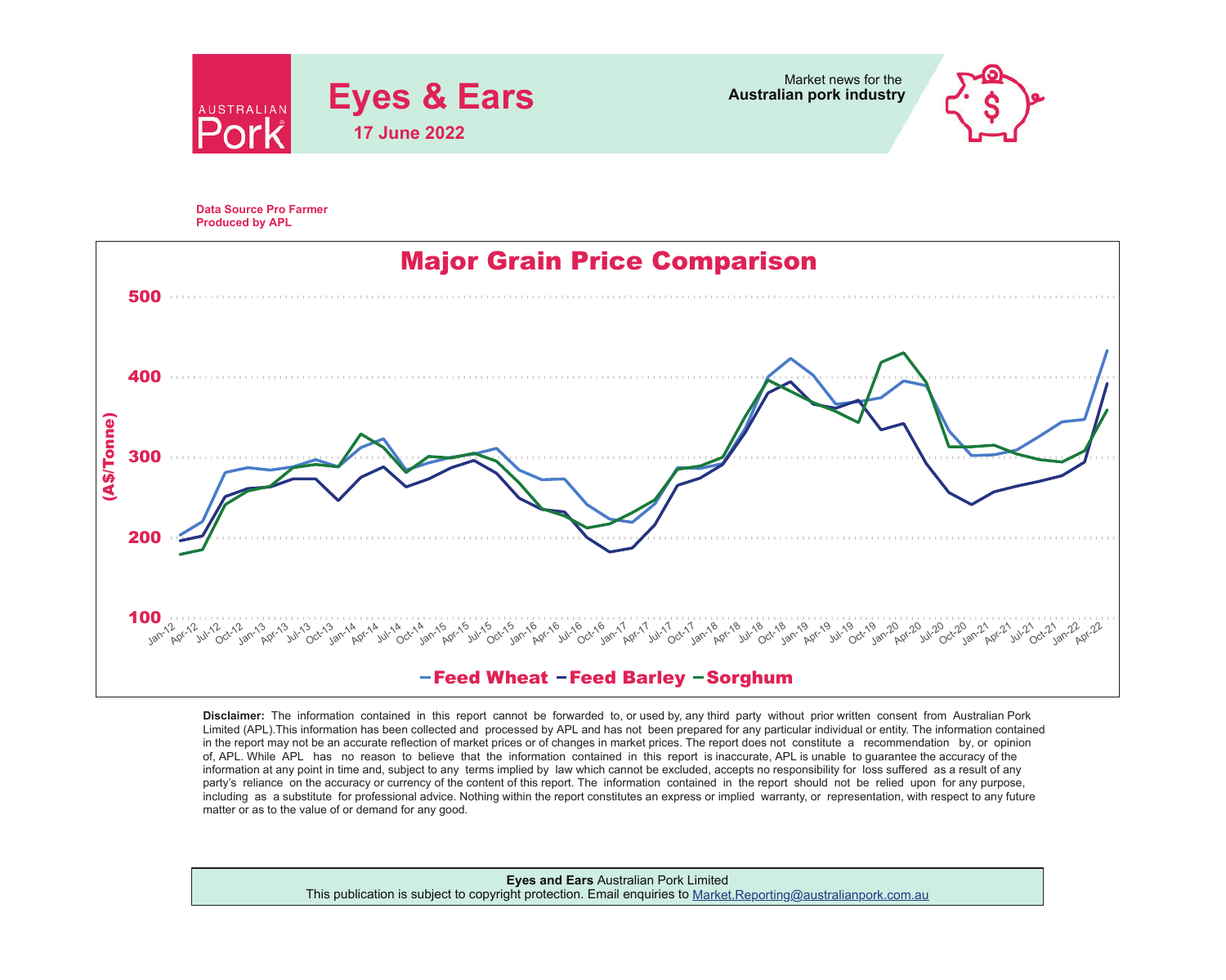# Eyes & Ears

**17 June 2022**

Market news for the **Australian pork industry**

**Data Source Pro Farmer**
**Produced by APL**

## Major Grain Price Comparison

(A$/Tonne)

500
400
300
200
100

Jan-12 Apr-12 Jul-12 Oct-12 Jan-13 Apr-13 Jul-13 Oct-13 Jan-14 Apr-14 Jul-14 Oct-14 Jan-15 Apr-15 Jul-15 Oct-15 Jan-16 Apr-16 Jul-16 Oct-16 Jan-17 Apr-17 Jul-17 Oct-17 Jan-18 Apr-18 Jul-18 Oct-18 Jan-19 Apr-19 Jul-19 Oct-19 Jan-20 Apr-20 Jul-20 Oct-20 Jan-21 Apr-21 Jul-21 Oct-21 Jan-22 Apr-22

Feed Wheat, Feed Barley, Sorghum

**Disclaimer:** The information contained in this report cannot be forwarded to, or used by, any third party without prior written consent from Australian Pork Limited (APL).This information has been collected and processed by APL and has not been prepared for any particular individual or entity. The information contained in the report may not be an accurate reflection of market prices or of changes in market prices. The report does not constitute a recommendation by, or opinion of, APL. While APL has no reason to believe that the information contained in this report is inaccurate, APL is unable to guarantee the accuracy of the information at any point in time and, subject to any terms implied by law which cannot be excluded, accepts no responsibility for loss suffered as a result of any party's reliance on the accuracy or currency of the content of this report. The information contained in the report should not be relied upon for any purpose, including as a substitute for professional advice. Nothing within the report constitutes an express or implied warranty, or representation, with respect to any future matter or as to the value of or demand for any good.

**Eyes and Ears** Australian Pork Limited
This publication is subject to copyright protection. Email enquiries to Market.Reporting@australianpork.com.au